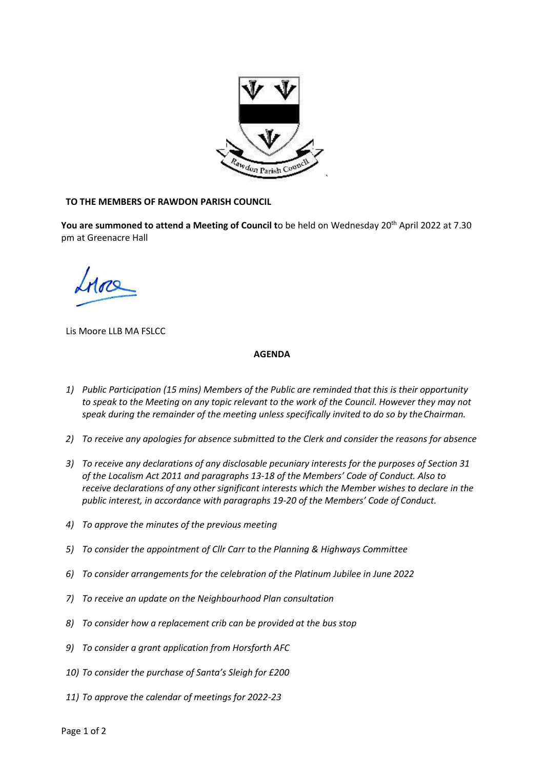**TO THE MEMBERS OF RAWDON PARISH COUNCIL**

**You are summoned to attend a Meeting of Council t**o be held on Wednesday 20th April 2022 at 7.30 pm at Greenacre Hall

Lis Moore LLB MA FSLCC

**AGENDA**

1) *Public Participation (15 mins) Members of the Public are reminded that this is their opportunity to speak to the Meeting on any topic relevant to the work of the Council. However they may not speak during the remainder of the meeting unless specifically invited to do so by the Chairman.*
2) *To receive any apologies for absence submitted to the Clerk and consider the reasons for absence*
3) *To receive any declarations of any disclosable pecuniary interests for the purposes of Section 31 of the Localism Act 2011 and paragraphs 13-18 of the Members' Code of Conduct. Also to receive declarations of any other significant interests which the Member wishes to declare in the public interest, in accordance with paragraphs 19-20 of the Members' Code of Conduct.*
4) *To approve the minutes of the previous meeting*
5) *To consider the appointment of Cllr Carr to the Planning & Highways Committee*
6) *To consider arrangements for the celebration of the Platinum Jubilee in June 2022*
7) *To receive an update on the Neighbourhood Plan consultation*
8) *To consider how a replacement crib can be provided at the bus stop*
9) *To consider a grant application from Horsforth AFC*
10) *To consider the purchase of Santa's Sleigh for £200*
11) *To approve the calendar of meetings for 2022-23*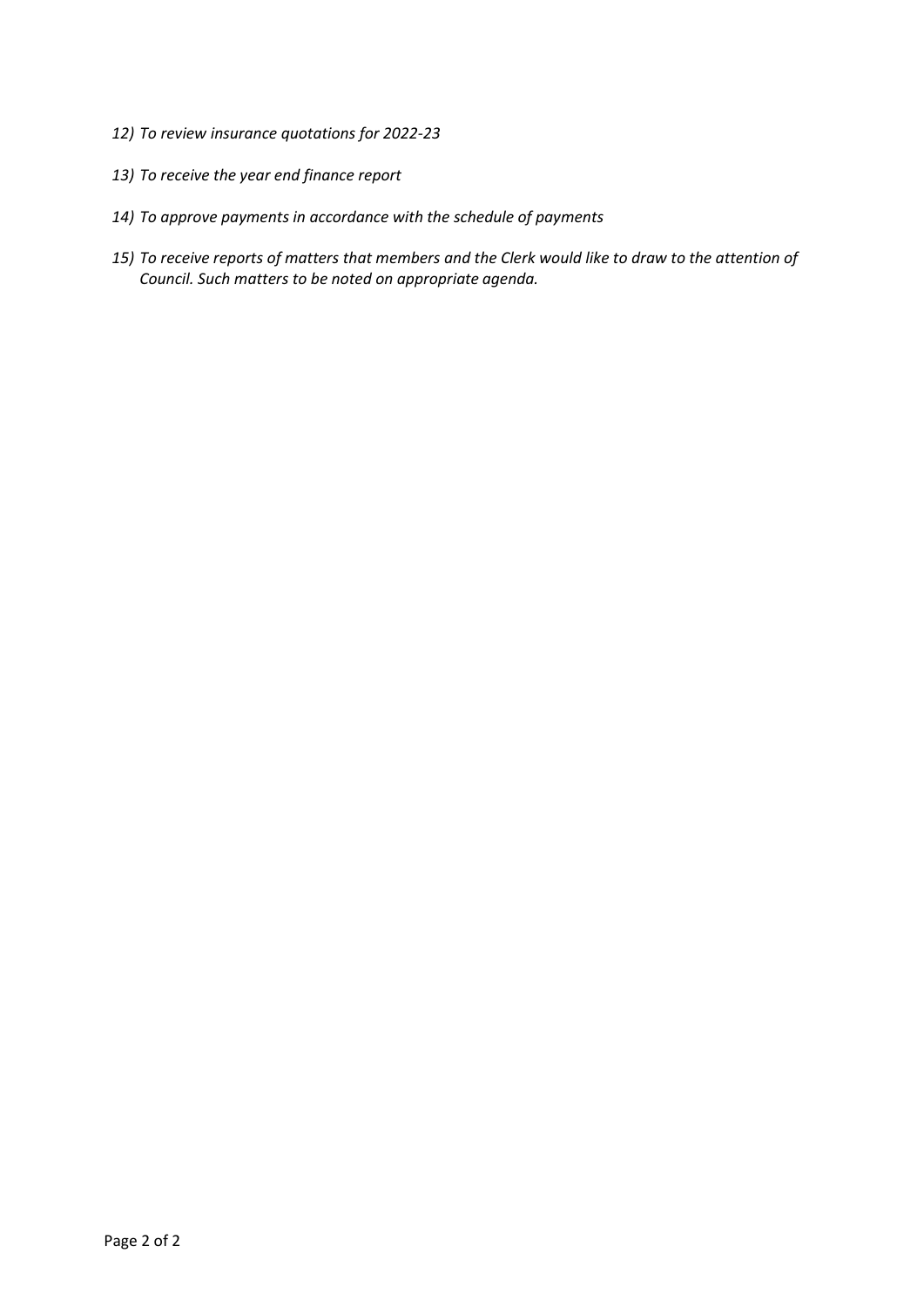12) *To review insurance quotations for 2022-23*

13) *To receive the year end finance report*

14) *To approve payments in accordance with the schedule of payments*

15) *To receive reports of matters that members and the Clerk would like to draw to the attention of Council. Such matters to be noted on appropriate agenda.*